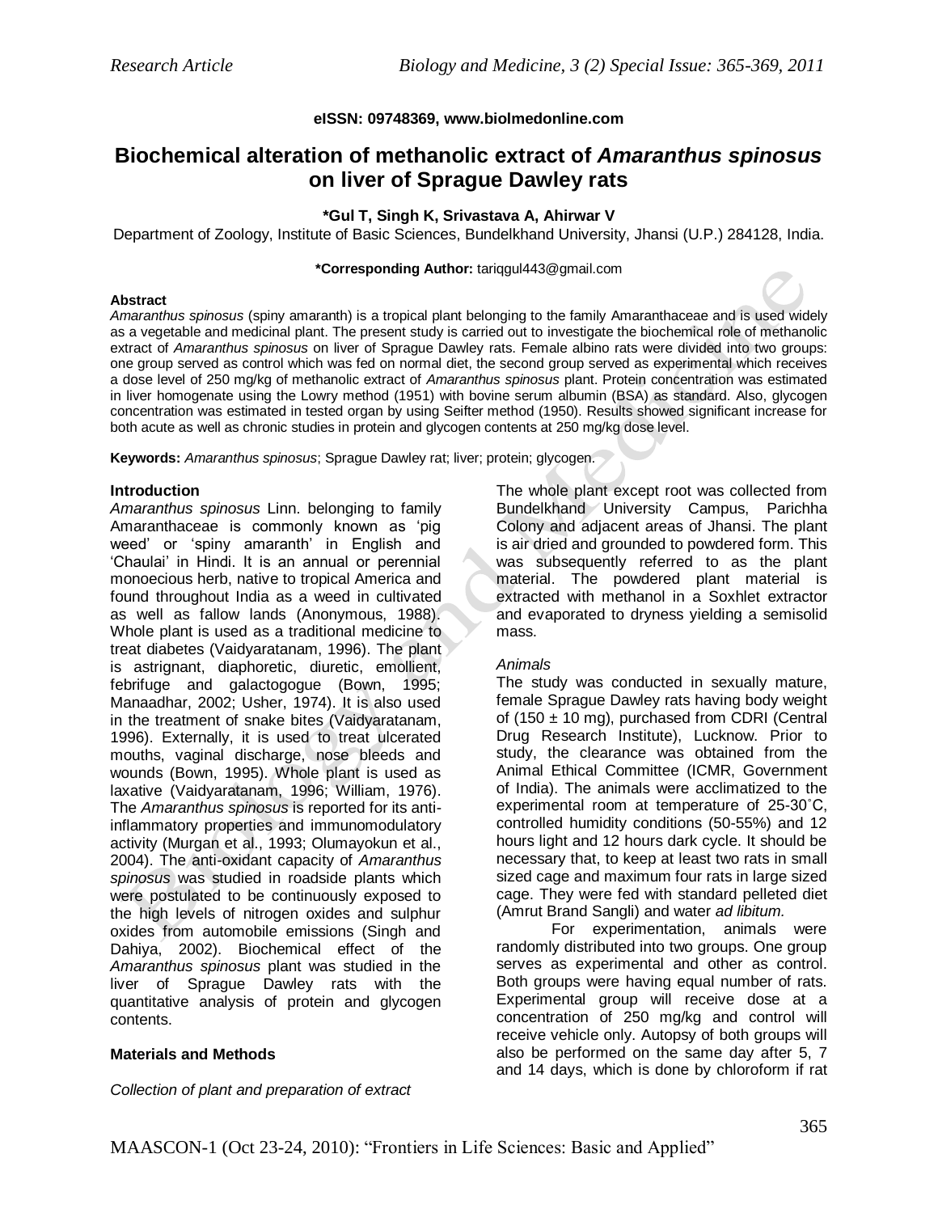**eISSN: 09748369, www.biolmedonline.com**

# Biochemical alteration of methanolic extract of *Amaranthus spinosus* on liver of Sprague Dawley rats

**\*Gul T, Singh K, Srivastava A, Ahirwar V**

Department of Zoology, Institute of Basic Sciences, Bundelkhand University, Jhansi (U.P.) 284128, India.

**\*Corresponding Author:** tariqgul443@gmail.com

### Abstract

*Amaranthus spinosus* (spiny amaranth) is a tropical plant belonging to the family Amaranthaceae and is used widely as a vegetable and medicinal plant. The present study is carried out to investigate the biochemical role of methanolic extract of *Amaranthus spinosus* on liver of Sprague Dawley rats. Female albino rats were divided into two groups: one group served as control which was fed on normal diet, the second group served as experimental which receives a dose level of 250 mg/kg of methanolic extract of *Amaranthus spinosus* plant. Protein concentration was estimated in liver homogenate using the Lowry method (1951) with bovine serum albumin (BSA) as standard. Also, glycogen concentration was estimated in tested organ by using Seifter method (1950). Results showed significant increase for both acute as well as chronic studies in protein and glycogen contents at 250 mg/kg dose level.

**Keywords:** *Amaranthus spinosus*; Sprague Dawley rat; liver; protein; glycogen.

### Introduction

*Amaranthus spinosus* Linn. belonging to family Amaranthaceae is commonly known as 'pig weed' or 'spiny amaranth' in English and 'Chaulai' in Hindi. It is an annual or perennial monoecious herb, native to tropical America and found throughout India as a weed in cultivated as well as fallow lands (Anonymous, 1988). Whole plant is used as a traditional medicine to treat diabetes (Vaidyaratanam, 1996). The plant is astrignant, diaphoretic, diuretic, emollient, febrifuge and galactogogue (Bown, 1995; Manaadhar, 2002; Usher, 1974). It is also used in the treatment of snake bites (Vaidyaratanam, 1996). Externally, it is used to treat ulcerated mouths, vaginal discharge, nose bleeds and wounds (Bown, 1995). Whole plant is used as laxative (Vaidyaratanam, 1996; William, 1976). The *Amaranthus spinosus* is reported for its anti-inflammatory properties and immunomodulatory activity (Murgan et al., 1993; Olumayokun et al., 2004). The anti-oxidant capacity of *Amaranthus spinosus* was studied in roadside plants which were postulated to be continuously exposed to the high levels of nitrogen oxides and sulphur oxides from automobile emissions (Singh and Dahiya, 2002). Biochemical effect of the *Amaranthus spinosus* plant was studied in the liver of Sprague Dawley rats with the quantitative analysis of protein and glycogen contents.

### Materials and Methods

*Collection of plant and preparation of extract*

The whole plant except root was collected from Bundelkhand University Campus, Parichha Colony and adjacent areas of Jhansi. The plant is air dried and grounded to powdered form. This was subsequently referred to as the plant material. The powdered plant material is extracted with methanol in a Soxhlet extractor and evaporated to dryness yielding a semisolid mass.

*Animals*

The study was conducted in sexually mature, female Sprague Dawley rats having body weight of (150 ± 10 mg), purchased from CDRI (Central Drug Research Institute), Lucknow. Prior to study, the clearance was obtained from the Animal Ethical Committee (ICMR, Government of India). The animals were acclimatized to the experimental room at temperature of 25-30˚C, controlled humidity conditions (50-55%) and 12 hours light and 12 hours dark cycle. It should be necessary that, to keep at least two rats in small sized cage and maximum four rats in large sized cage. They were fed with standard pelleted diet (Amrut Brand Sangli) and water *ad libitum.*

For experimentation, animals were randomly distributed into two groups. One group serves as experimental and other as control. Both groups were having equal number of rats. Experimental group will receive dose at a concentration of 250 mg/kg and control will receive vehicle only. Autopsy of both groups will also be performed on the same day after 5, 7 and 14 days, which is done by chloroform if rat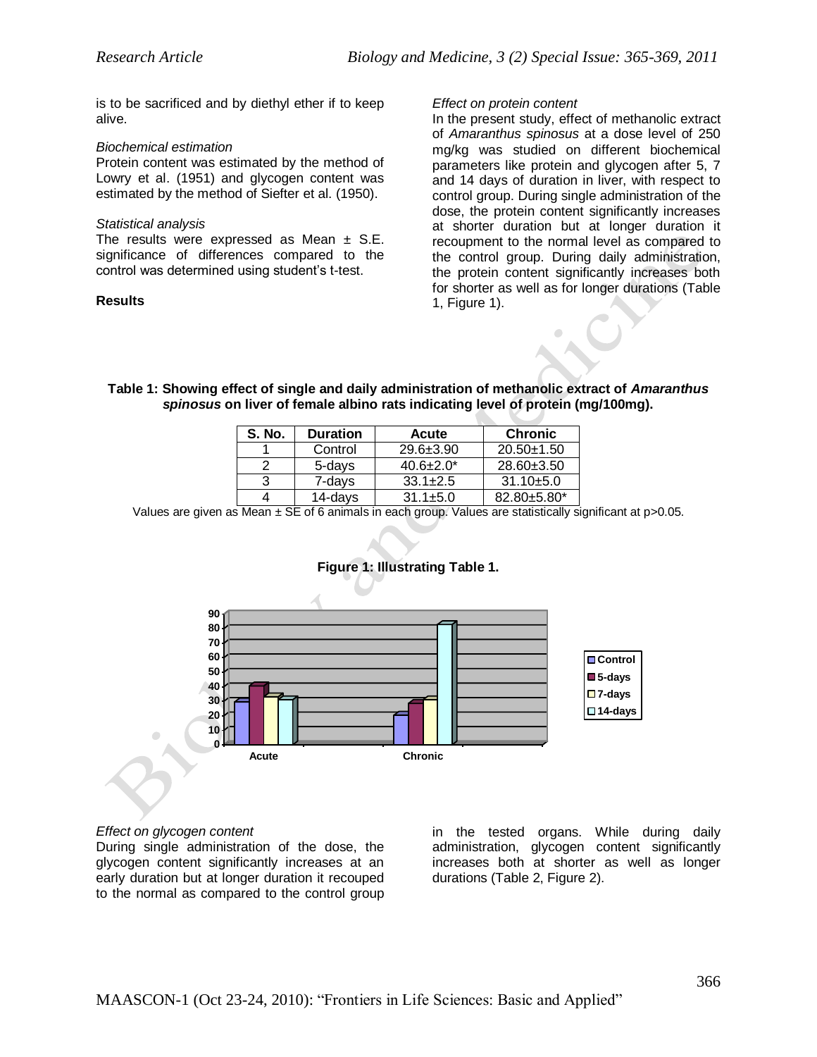is to be sacrificed and by diethyl ether if to keep alive.

*Biochemical estimation*

Protein content was estimated by the method of Lowry et al. (1951) and glycogen content was estimated by the method of Siefter et al. (1950).

*Statistical analysis*

The results were expressed as Mean ± S.E. significance of differences compared to the control was determined using student's t-test.

**Results**

*Effect on protein content*

In the present study, effect of methanolic extract of *Amaranthus spinosus* at a dose level of 250 mg/kg was studied on different biochemical parameters like protein and glycogen after 5, 7 and 14 days of duration in liver, with respect to control group. During single administration of the dose, the protein content significantly increases at shorter duration but at longer duration it recoupment to the normal level as compared to the control group. During daily administration, the protein content significantly increases both for shorter as well as for longer durations (Table 1, Figure 1).

**Table 1: Showing effect of single and daily administration of methanolic extract of *Amaranthus spinosus* on liver of female albino rats indicating level of protein (mg/100mg).**

| S. No. | Duration | Acute | Chronic |
|---|---|---|---|
| 1 | Control | 29.6±3.90 | 20.50±1.50 |
| 2 | 5-days | 40.6±2.0* | 28.60±3.50 |
| 3 | 7-days | 33.1±2.5 | 31.10±5.0 |
| 4 | 14-days | 31.1±5.0 | 82.80±5.80* |

Values are given as Mean ± SE of 6 animals in each group. Values are statistically significant at $p>0.05$.

**Figure 1: Illustrating Table 1.**

*Effect on glycogen content*

During single administration of the dose, the glycogen content significantly increases at an early duration but at longer duration it recouped to the normal as compared to the control group in the tested organs. While during daily administration, glycogen content significantly increases both at shorter as well as longer durations (Table 2, Figure 2).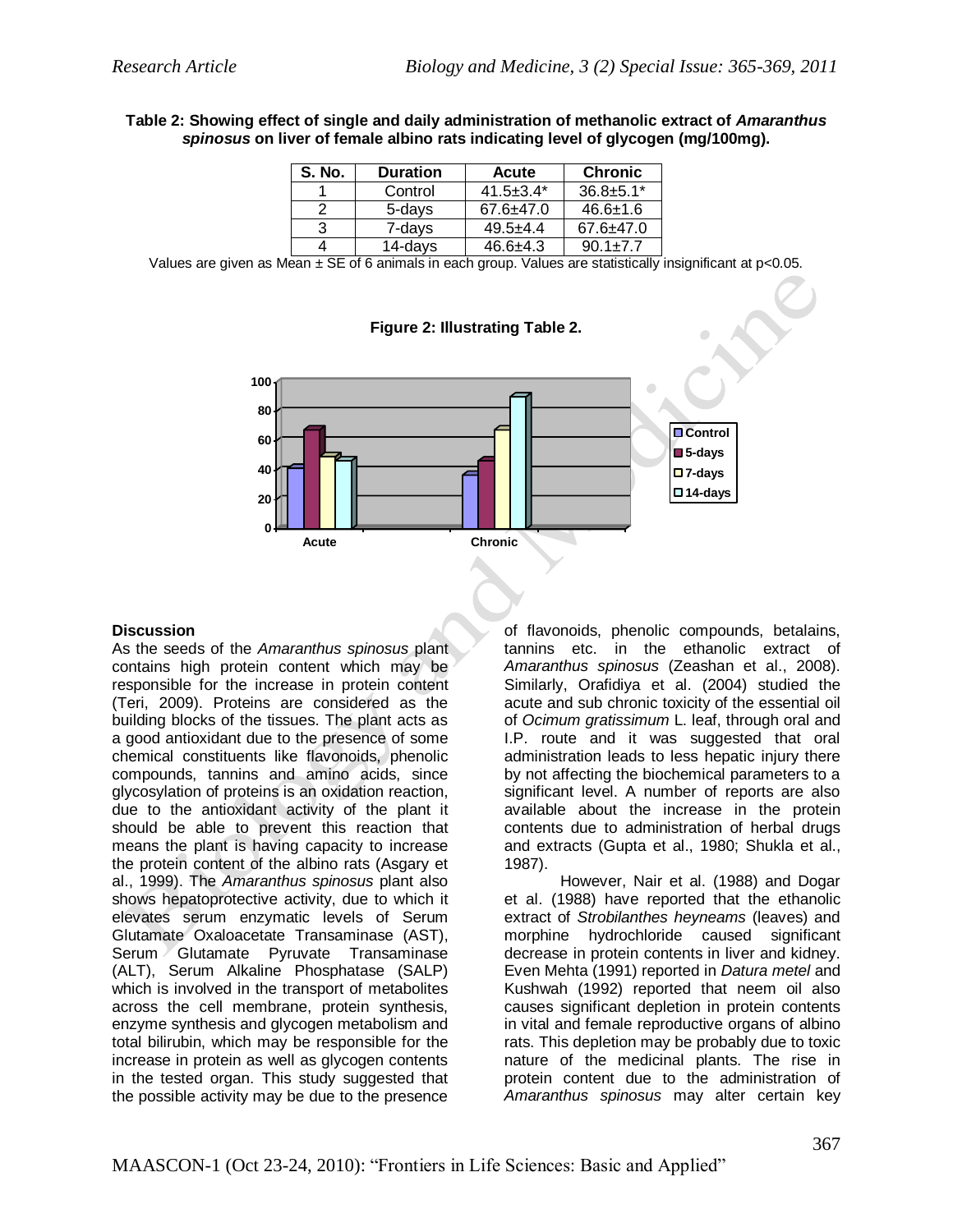**Table 2: Showing effect of single and daily administration of methanolic extract of *Amaranthus spinosus* on liver of female albino rats indicating level of glycogen (mg/100mg).**

| S. No. | Duration | Acute | Chronic |
|---|---|---|---|
| 1 | Control | 41.5±3.4* | 36.8±5.1* |
| 2 | 5-days | 67.6±47.0 | 46.6±1.6 |
| 3 | 7-days | 49.5±4.4 | 67.6±47.0 |
| 4 | 14-days | 46.6±4.3 | 90.1±7.7 |

Values are given as Mean ± SE of 6 animals in each group. Values are statistically insignificant at $p<0.05$.

**Figure 2: Illustrating Table 2.**

## Discussion

As the seeds of the *Amaranthus spinosus* plant contains high protein content which may be responsible for the increase in protein content (Teri, 2009). Proteins are considered as the building blocks of the tissues. The plant acts as a good antioxidant due to the presence of some chemical constituents like flavonoids, phenolic compounds, tannins and amino acids, since glycosylation of proteins is an oxidation reaction, due to the antioxidant activity of the plant it should be able to prevent this reaction that means the plant is having capacity to increase the protein content of the albino rats (Asgary et al., 1999). The *Amaranthus spinosus* plant also shows hepatoprotective activity, due to which it elevates serum enzymatic levels of Serum Glutamate Oxaloacetate Transaminase (AST), Serum Glutamate Pyruvate Transaminase (ALT), Serum Alkaline Phosphatase (SALP) which is involved in the transport of metabolites across the cell membrane, protein synthesis, enzyme synthesis and glycogen metabolism and total bilirubin, which may be responsible for the increase in protein as well as glycogen contents in the tested organ. This study suggested that the possible activity may be due to the presence of flavonoids, phenolic compounds, betalains, tannins etc. in the ethanolic extract of *Amaranthus spinosus* (Zeashan et al., 2008). Similarly, Orafidiya et al. (2004) studied the acute and sub chronic toxicity of the essential oil of *Ocimum gratissimum* L. leaf, through oral and I.P. route and it was suggested that oral administration leads to less hepatic injury there by not affecting the biochemical parameters to a significant level. A number of reports are also available about the increase in the protein contents due to administration of herbal drugs and extracts (Gupta et al., 1980; Shukla et al., 1987).

However, Nair et al. (1988) and Dogar et al. (1988) have reported that the ethanolic extract of *Strobilanthes heyneams* (leaves) and morphine hydrochloride caused significant decrease in protein contents in liver and kidney. Even Mehta (1991) reported in *Datura metel* and Kushwah (1992) reported that neem oil also causes significant depletion in protein contents in vital and female reproductive organs of albino rats. This depletion may be probably due to toxic nature of the medicinal plants. The rise in protein content due to the administration of *Amaranthus spinosus* may alter certain key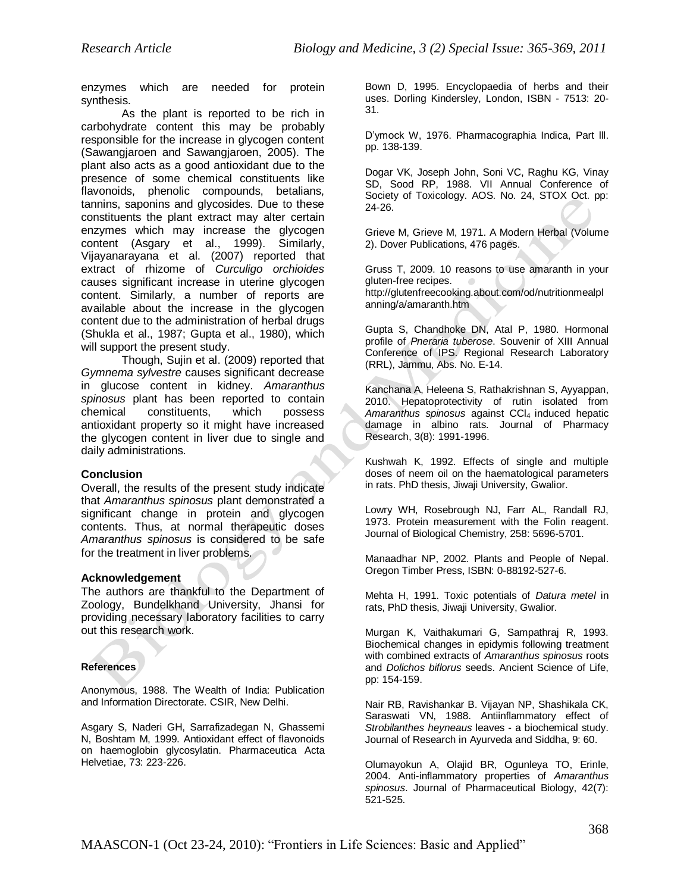enzymes which are needed for protein synthesis.

As the plant is reported to be rich in carbohydrate content this may be probably responsible for the increase in glycogen content (Sawangjaroen and Sawangjaroen, 2005). The plant also acts as a good antioxidant due to the presence of some chemical constituents like flavonoids, phenolic compounds, betalians, tannins, saponins and glycosides. Due to these constituents the plant extract may alter certain enzymes which may increase the glycogen content (Asgary et al., 1999). Similarly, Vijayanarayana et al. (2007) reported that extract of rhizome of *Curculigo orchioides* causes significant increase in uterine glycogen content. Similarly, a number of reports are available about the increase in the glycogen content due to the administration of herbal drugs (Shukla et al., 1987; Gupta et al., 1980), which will support the present study.

Though, Sujin et al. (2009) reported that *Gymnema sylvestre* causes significant decrease in glucose content in kidney. *Amaranthus spinosus* plant has been reported to contain chemical constituents, which possess antioxidant property so it might have increased the glycogen content in liver due to single and daily administrations.

### Conclusion

Overall, the results of the present study indicate that *Amaranthus spinosus* plant demonstrated a significant change in protein and glycogen contents. Thus, at normal therapeutic doses *Amaranthus spinosus* is considered to be safe for the treatment in liver problems.

### Acknowledgement

The authors are thankful to the Department of Zoology, Bundelkhand University, Jhansi for providing necessary laboratory facilities to carry out this research work.

### References

Anonymous, 1988. The Wealth of India: Publication and Information Directorate. CSIR, New Delhi.

Asgary S, Naderi GH, Sarrafizadegan N, Ghassemi N, Boshtam M, 1999. Antioxidant effect of flavonoids on haemoglobin glycosylatin. Pharmaceutica Acta Helvetiae, 73: 223-226.

Bown D, 1995. Encyclopaedia of herbs and their uses. Dorling Kindersley, London, ISBN - 7513: 20-31.

D'ymock W, 1976. Pharmacographia Indica, Part lll. pp. 138-139.

Dogar VK, Joseph John, Soni VC, Raghu KG, Vinay SD, Sood RP, 1988. VII Annual Conference of Society of Toxicology. AOS. No. 24, STOX Oct. pp: 24-26.

Grieve M, Grieve M, 1971. A Modern Herbal (Volume 2). Dover Publications, 476 pages.

Gruss T, 2009. 10 reasons to use amaranth in your gluten-free recipes. http://glutenfreecooking.about.com/od/nutritionmealplanning/a/amaranth.htm

Gupta S, Chandhoke DN, Atal P, 1980. Hormonal profile of *Pneraria tuberose*. Souvenir of XIII Annual Conference of IPS. Regional Research Laboratory (RRL), Jammu, Abs. No. E-14.

Kanchana A, Heleena S, Rathakrishnan S, Ayyappan, 2010. Hepatoprotectivity of rutin isolated from *Amaranthus spinosus* against $CCl_4$ induced hepatic damage in albino rats. Journal of Pharmacy Research, 3(8): 1991-1996.

Kushwah K, 1992. Effects of single and multiple doses of neem oil on the haematological parameters in rats. PhD thesis, Jiwaji University, Gwalior.

Lowry WH, Rosebrough NJ, Farr AL, Randall RJ, 1973. Protein measurement with the Folin reagent. Journal of Biological Chemistry, 258: 5696-5701.

Manaadhar NP, 2002. Plants and People of Nepal. Oregon Timber Press, ISBN: 0-88192-527-6.

Mehta H, 1991. Toxic potentials of *Datura metel* in rats, PhD thesis, Jiwaji University, Gwalior.

Murgan K, Vaithakumari G, Sampathraj R, 1993. Biochemical changes in epidymis following treatment with combined extracts of *Amaranthus spinosus* roots and *Dolichos biflorus* seeds. Ancient Science of Life, pp: 154-159.

Nair RB, Ravishankar B. Vijayan NP, Shashikala CK, Saraswati VN, 1988. Antiinflammatory effect of *Strobilanthes heyneaus* leaves - a biochemical study. Journal of Research in Ayurveda and Siddha, 9: 60.

Olumayokun A, Olajid BR, Ogunleya TO, Erinle, 2004. Anti-inflammatory properties of *Amaranthus spinosus*. Journal of Pharmaceutical Biology, 42(7): 521-525.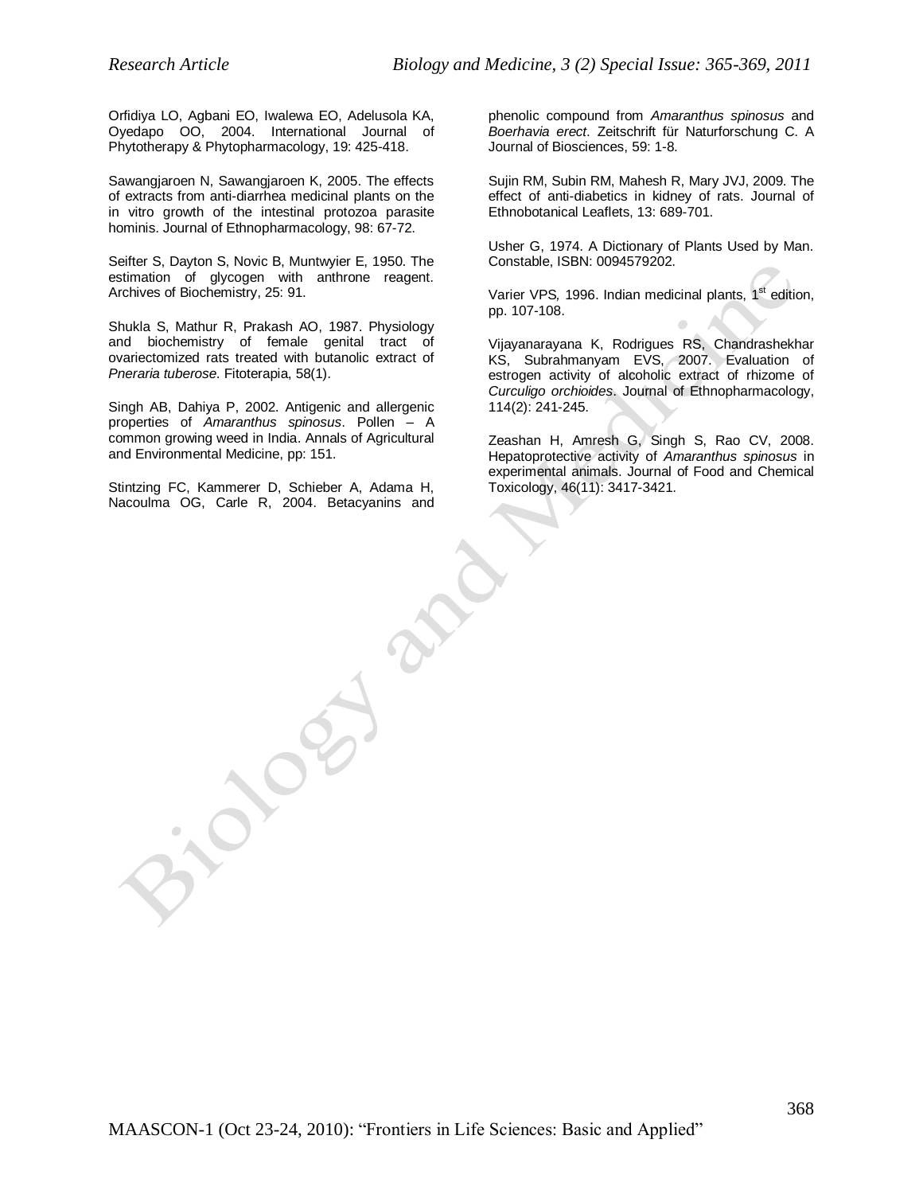Orfidiya LO, Agbani EO, Iwalewa EO, Adelusola KA, Oyedapo OO, 2004. International Journal of Phytotherapy & Phytopharmacology, 19: 425-418.

Sawangjaroen N, Sawangjaroen K, 2005. The effects of extracts from anti-diarrhea medicinal plants on the in vitro growth of the intestinal protozoa parasite hominis. Journal of Ethnopharmacology, 98: 67-72.

Seifter S, Dayton S, Novic B, Muntwyier E, 1950. The estimation of glycogen with anthrone reagent. Archives of Biochemistry, 25: 91.

Shukla S, Mathur R, Prakash AO, 1987. Physiology and biochemistry of female genital tract of ovariectomized rats treated with butanolic extract of *Pneraria tuberose*. Fitoterapia, 58(1).

Singh AB, Dahiya P, 2002. Antigenic and allergenic properties of *Amaranthus spinosus*. Pollen – A common growing weed in India. Annals of Agricultural and Environmental Medicine, pp: 151.

Stintzing FC, Kammerer D, Schieber A, Adama H, Nacoulma OG, Carle R, 2004. Betacyanins and phenolic compound from *Amaranthus spinosus* and *Boerhavia erect*. Zeitschrift für Naturforschung C. A Journal of Biosciences, 59: 1-8.

Sujin RM, Subin RM, Mahesh R, Mary JVJ, 2009. The effect of anti-diabetics in kidney of rats. Journal of Ethnobotanical Leaflets, 13: 689-701.

Usher G, 1974. A Dictionary of Plants Used by Man. Constable, ISBN: 0094579202.

Varier VPS, 1996. Indian medicinal plants, 1st edition, pp. 107-108.

Vijayanarayana K, Rodrigues RS, Chandrashekhar KS, Subrahmanyam EVS, 2007. Evaluation of estrogen activity of alcoholic extract of rhizome of *Curculigo orchioides*. Journal of Ethnopharmacology, 114(2): 241-245.

Zeashan H, Amresh G, Singh S, Rao CV, 2008. Hepatoprotective activity of *Amaranthus spinosus* in experimental animals. Journal of Food and Chemical Toxicology, 46(11): 3417-3421.